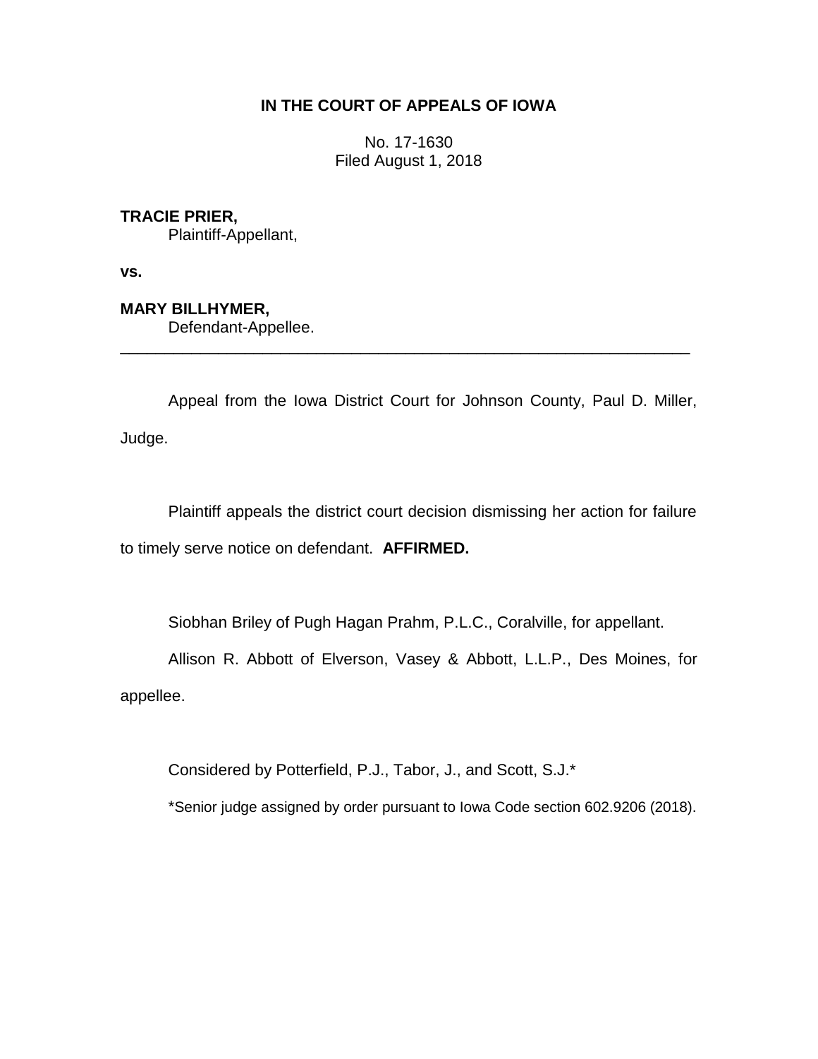**IN THE COURT OF APPEALS OF IOWA**

No. 17-1630
Filed August 1, 2018

**TRACIE PRIER,**
Plaintiff-Appellant,

**vs.**

**MARY BILLHYMER,**
Defendant-Appellee.

---

Appeal from the Iowa District Court for Johnson County, Paul D. Miller, Judge.

Plaintiff appeals the district court decision dismissing her action for failure to timely serve notice on defendant. **AFFIRMED.**

Siobhan Briley of Pugh Hagan Prahm, P.L.C., Coralville, for appellant.

Allison R. Abbott of Elverson, Vasey & Abbott, L.L.P., Des Moines, for appellee.

Considered by Potterfield, P.J., Tabor, J., and Scott, S.J.*

*Senior judge assigned by order pursuant to Iowa Code section 602.9206 (2018).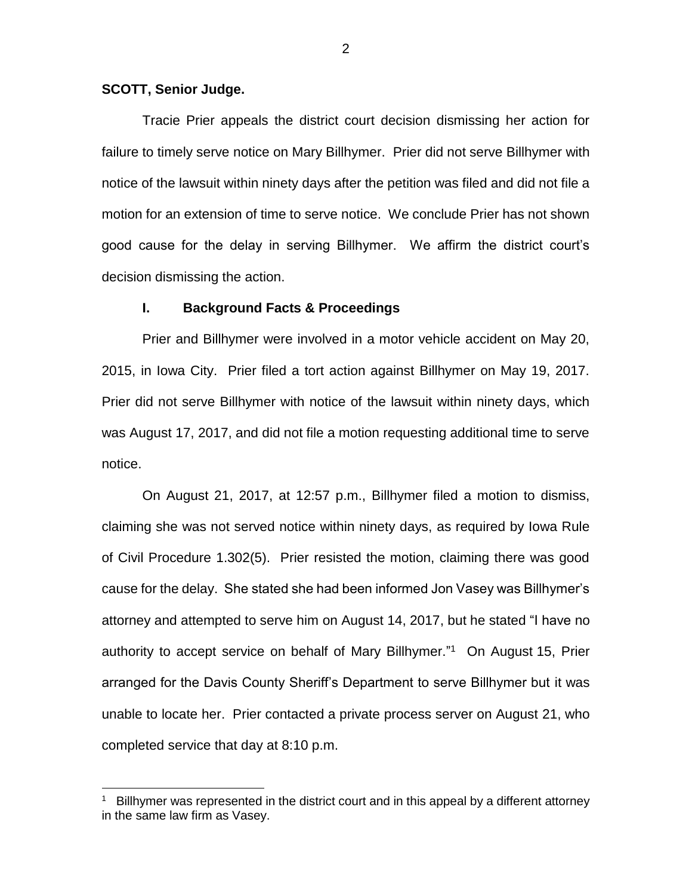**SCOTT, Senior Judge.**

Tracie Prier appeals the district court decision dismissing her action for failure to timely serve notice on Mary Billhymer. Prier did not serve Billhymer with notice of the lawsuit within ninety days after the petition was filed and did not file a motion for an extension of time to serve notice. We conclude Prier has not shown good cause for the delay in serving Billhymer. We affirm the district court's decision dismissing the action.

## I. Background Facts & Proceedings

Prier and Billhymer were involved in a motor vehicle accident on May 20, 2015, in Iowa City. Prier filed a tort action against Billhymer on May 19, 2017. Prier did not serve Billhymer with notice of the lawsuit within ninety days, which was August 17, 2017, and did not file a motion requesting additional time to serve notice.

On August 21, 2017, at 12:57 p.m., Billhymer filed a motion to dismiss, claiming she was not served notice within ninety days, as required by Iowa Rule of Civil Procedure 1.302(5). Prier resisted the motion, claiming there was good cause for the delay. She stated she had been informed Jon Vasey was Billhymer's attorney and attempted to serve him on August 14, 2017, but he stated "I have no authority to accept service on behalf of Mary Billhymer."[1] On August 15, Prier arranged for the Davis County Sheriff's Department to serve Billhymer but it was unable to locate her. Prier contacted a private process server on August 21, who completed service that day at 8:10 p.m.

---

[1] Billhymer was represented in the district court and in this appeal by a different attorney in the same law firm as Vasey.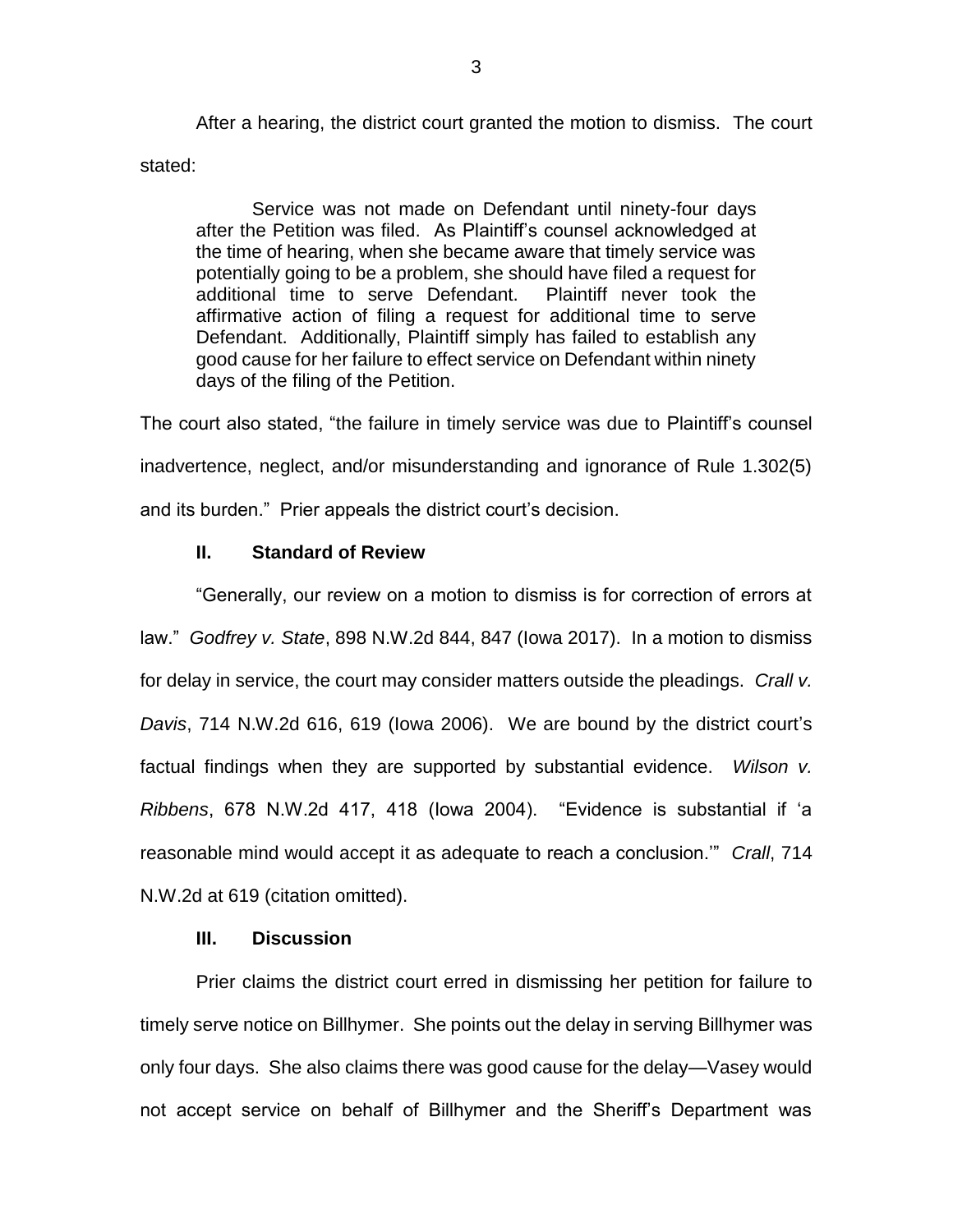After a hearing, the district court granted the motion to dismiss. The court stated:

> Service was not made on Defendant until ninety-four days after the Petition was filed. As Plaintiff's counsel acknowledged at the time of hearing, when she became aware that timely service was potentially going to be a problem, she should have filed a request for additional time to serve Defendant. Plaintiff never took the affirmative action of filing a request for additional time to serve Defendant. Additionally, Plaintiff simply has failed to establish any good cause for her failure to effect service on Defendant within ninety days of the filing of the Petition.

The court also stated, "the failure in timely service was due to Plaintiff's counsel inadvertence, neglect, and/or misunderstanding and ignorance of Rule 1.302(5) and its burden." Prier appeals the district court's decision.

## II. Standard of Review

"Generally, our review on a motion to dismiss is for correction of errors at law." *Godfrey v. State*, 898 N.W.2d 844, 847 (Iowa 2017). In a motion to dismiss for delay in service, the court may consider matters outside the pleadings. *Crall v. Davis*, 714 N.W.2d 616, 619 (Iowa 2006). We are bound by the district court's factual findings when they are supported by substantial evidence. *Wilson v. Ribbens*, 678 N.W.2d 417, 418 (Iowa 2004). "Evidence is substantial if 'a reasonable mind would accept it as adequate to reach a conclusion.'" *Crall*, 714 N.W.2d at 619 (citation omitted).

## III. Discussion

Prier claims the district court erred in dismissing her petition for failure to timely serve notice on Billhymer. She points out the delay in serving Billhymer was only four days. She also claims there was good cause for the delay—Vasey would not accept service on behalf of Billhymer and the Sheriff's Department was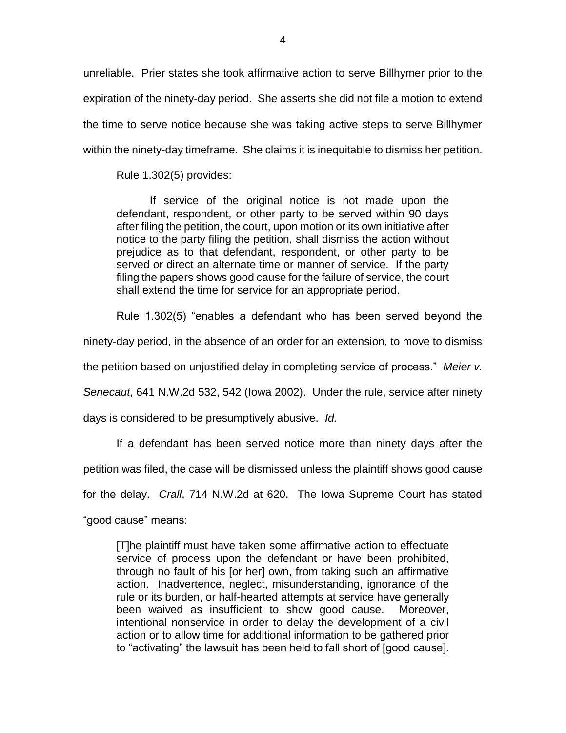unreliable. Prier states she took affirmative action to serve Billhymer prior to the expiration of the ninety-day period. She asserts she did not file a motion to extend the time to serve notice because she was taking active steps to serve Billhymer within the ninety-day timeframe. She claims it is inequitable to dismiss her petition.

Rule 1.302(5) provides:

> If service of the original notice is not made upon the defendant, respondent, or other party to be served within 90 days after filing the petition, the court, upon motion or its own initiative after notice to the party filing the petition, shall dismiss the action without prejudice as to that defendant, respondent, or other party to be served or direct an alternate time or manner of service. If the party filing the papers shows good cause for the failure of service, the court shall extend the time for service for an appropriate period.

Rule 1.302(5) "enables a defendant who has been served beyond the ninety-day period, in the absence of an order for an extension, to move to dismiss the petition based on unjustified delay in completing service of process." *Meier v. Senecaut*, 641 N.W.2d 532, 542 (Iowa 2002). Under the rule, service after ninety days is considered to be presumptively abusive. *Id.*

If a defendant has been served notice more than ninety days after the petition was filed, the case will be dismissed unless the plaintiff shows good cause for the delay. *Crall*, 714 N.W.2d at 620. The Iowa Supreme Court has stated "good cause" means:

> [T]he plaintiff must have taken some affirmative action to effectuate service of process upon the defendant or have been prohibited, through no fault of his [or her] own, from taking such an affirmative action. Inadvertence, neglect, misunderstanding, ignorance of the rule or its burden, or half-hearted attempts at service have generally been waived as insufficient to show good cause. Moreover, intentional nonservice in order to delay the development of a civil action or to allow time for additional information to be gathered prior to "activating" the lawsuit has been held to fall short of [good cause].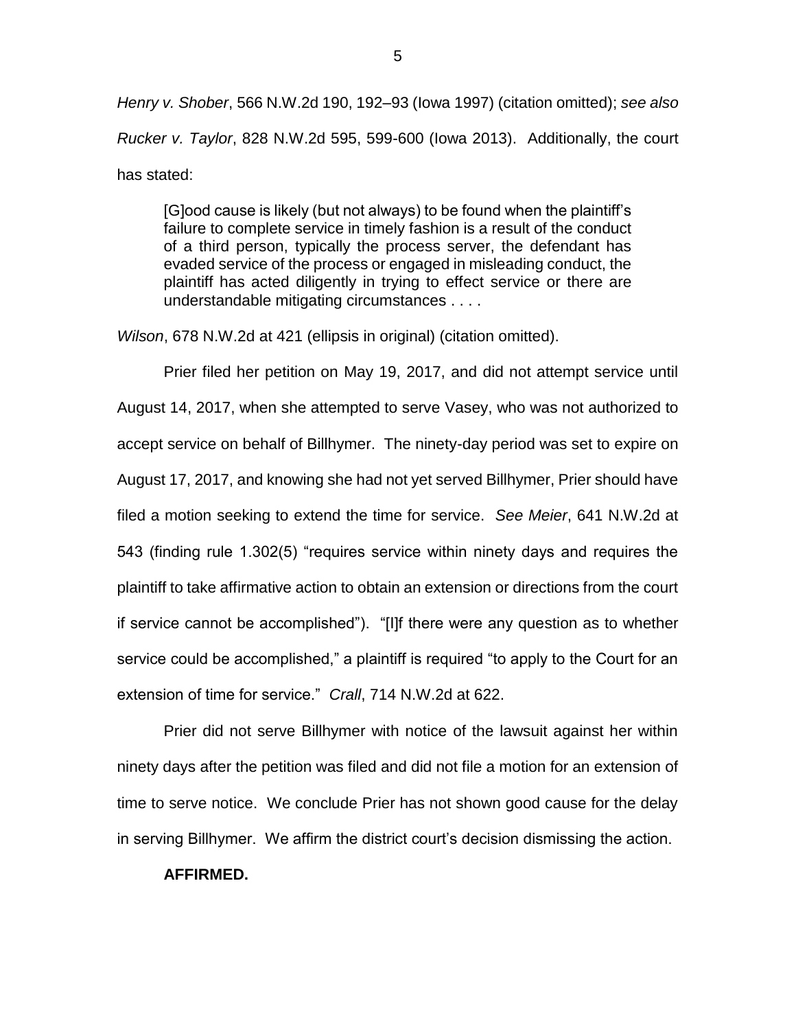*Henry v. Shober*, 566 N.W.2d 190, 192–93 (Iowa 1997) (citation omitted); *see also Rucker v. Taylor*, 828 N.W.2d 595, 599-600 (Iowa 2013). Additionally, the court has stated:

> [G]ood cause is likely (but not always) to be found when the plaintiff's failure to complete service in timely fashion is a result of the conduct of a third person, typically the process server, the defendant has evaded service of the process or engaged in misleading conduct, the plaintiff has acted diligently in trying to effect service or there are understandable mitigating circumstances . . . .

*Wilson*, 678 N.W.2d at 421 (ellipsis in original) (citation omitted).

Prier filed her petition on May 19, 2017, and did not attempt service until August 14, 2017, when she attempted to serve Vasey, who was not authorized to accept service on behalf of Billhymer. The ninety-day period was set to expire on August 17, 2017, and knowing she had not yet served Billhymer, Prier should have filed a motion seeking to extend the time for service. *See Meier*, 641 N.W.2d at 543 (finding rule 1.302(5) "requires service within ninety days and requires the plaintiff to take affirmative action to obtain an extension or directions from the court if service cannot be accomplished"). "[I]f there were any question as to whether service could be accomplished," a plaintiff is required "to apply to the Court for an extension of time for service." *Crall*, 714 N.W.2d at 622.

Prier did not serve Billhymer with notice of the lawsuit against her within ninety days after the petition was filed and did not file a motion for an extension of time to serve notice. We conclude Prier has not shown good cause for the delay in serving Billhymer. We affirm the district court's decision dismissing the action.

**AFFIRMED.**